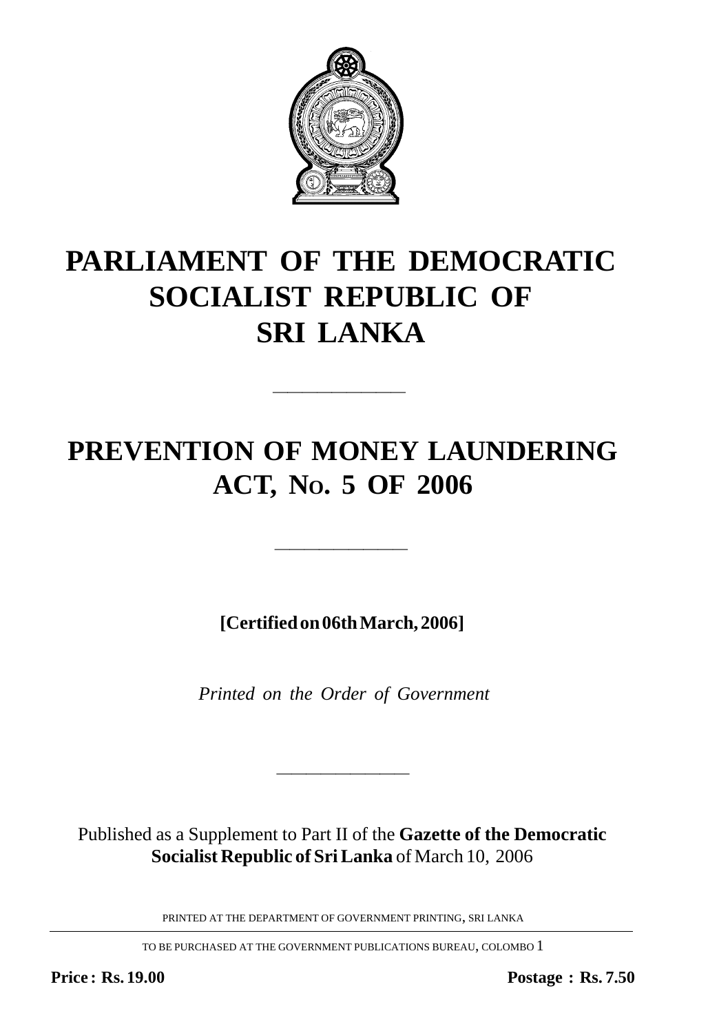# PARLIAMENT OF THE DEMOCRATIC SOCIALIST REPUBLIC OF SRI LANKA

---

# PREVENTION OF MONEY LAUNDERING ACT, No. 5 OF 2006

---

**[Certified on 06th March, 2006]**

*Printed on the Order of Government*

---

Published as a Supplement to Part II of the **Gazette of the Democratic Socialist Republic of Sri Lanka** of March 10, 2006

PRINTED AT THE DEPARTMENT OF GOVERNMENT PRINTING, SRI LANKA

TO BE PURCHASED AT THE GOVERNMENT PUBLICATIONS BUREAU, COLOMBO 1

**Price : Rs. 19.00** **Postage : Rs. 7.50**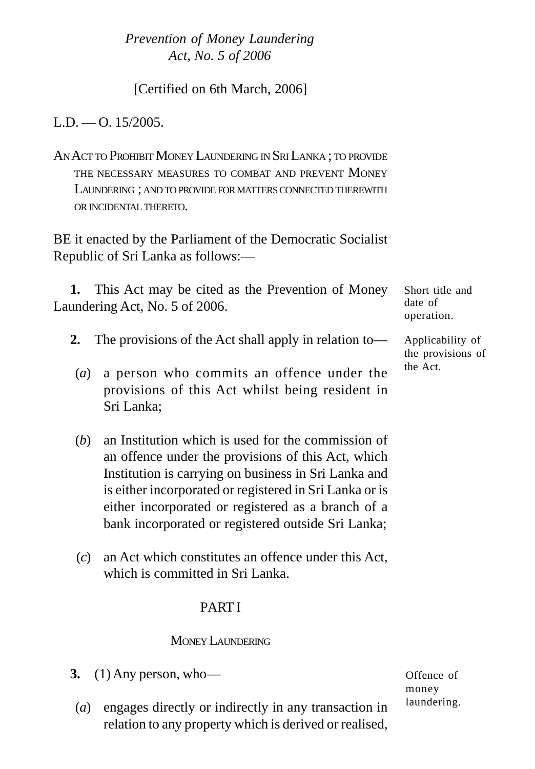*Prevention of Money Laundering Act, No. 5 of 2006*

[Certified on 6th March, 2006]

L.D. — O. 15/2005.

AN ACT TO PROHIBIT MONEY LAUNDERING IN SRI LANKA ; TO PROVIDE THE NECESSARY MEASURES TO COMBAT AND PREVENT MONEY LAUNDERING ; AND TO PROVIDE FOR MATTERS CONNECTED THEREWITH OR INCIDENTAL THERETO.

BE it enacted by the Parliament of the Democratic Socialist Republic of Sri Lanka as follows:—

Short title and date of operation.

**1.** This Act may be cited as the Prevention of Money Laundering Act, No. 5 of 2006.

Applicability of the provisions of the Act.

**2.** The provisions of the Act shall apply in relation to—

(*a*) a person who commits an offence under the provisions of this Act whilst being resident in Sri Lanka;

(*b*) an Institution which is used for the commission of an offence under the provisions of this Act, which Institution is carrying on business in Sri Lanka and is either incorporated or registered in Sri Lanka or is either incorporated or registered as a branch of a bank incorporated or registered outside Sri Lanka;

(*c*) an Act which constitutes an offence under this Act, which is committed in Sri Lanka.

## PART I

### MONEY LAUNDERING

Offence of money laundering.

**3.** (1) Any person, who—

(*a*) engages directly or indirectly in any transaction in relation to any property which is derived or realised,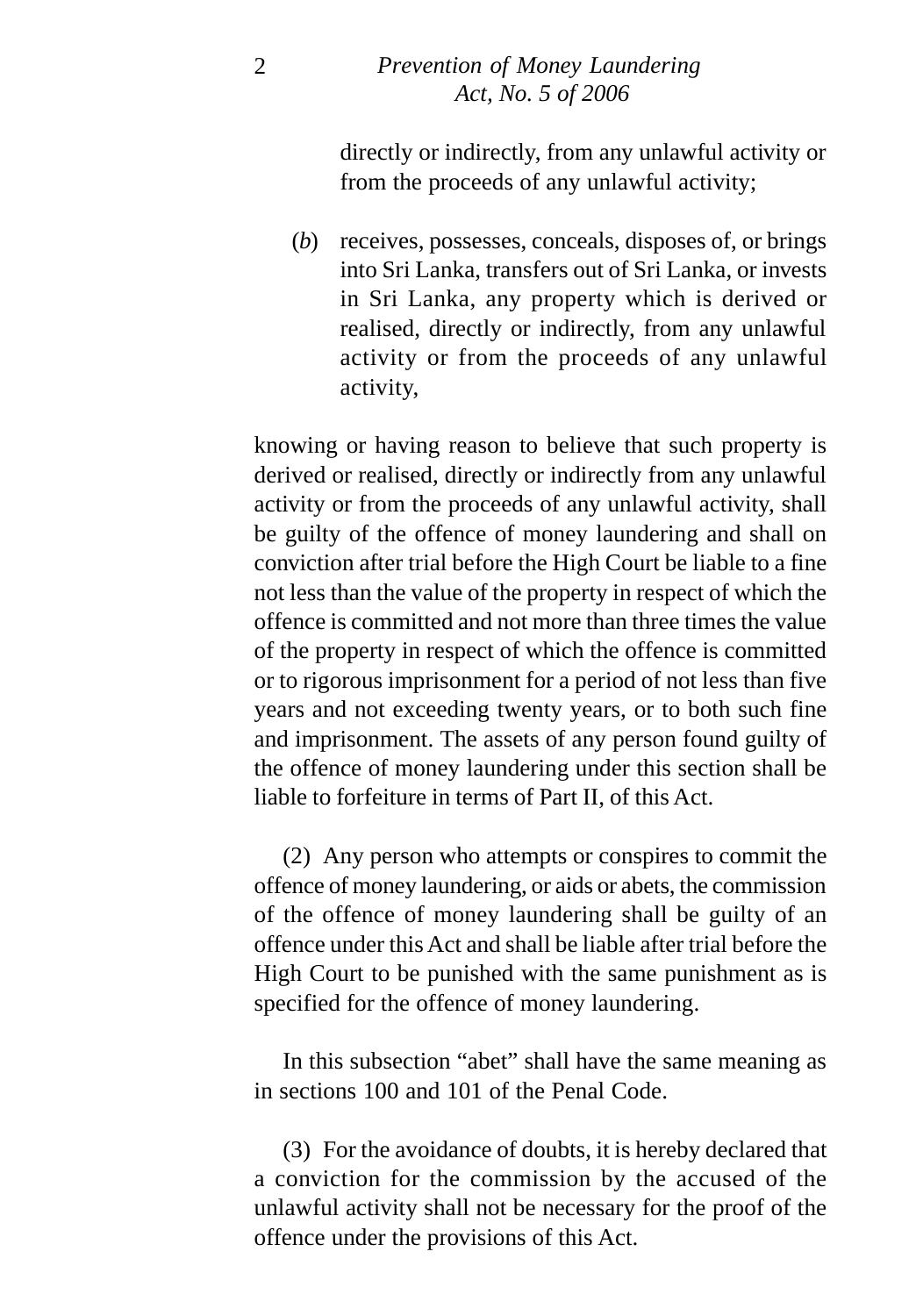directly or indirectly, from any unlawful activity or from the proceeds of any unlawful activity;

(*b*) receives, possesses, conceals, disposes of, or brings into Sri Lanka, transfers out of Sri Lanka, or invests in Sri Lanka, any property which is derived or realised, directly or indirectly, from any unlawful activity or from the proceeds of any unlawful activity,

knowing or having reason to believe that such property is derived or realised, directly or indirectly from any unlawful activity or from the proceeds of any unlawful activity, shall be guilty of the offence of money laundering and shall on conviction after trial before the High Court be liable to a fine not less than the value of the property in respect of which the offence is committed and not more than three times the value of the property in respect of which the offence is committed or to rigorous imprisonment for a period of not less than five years and not exceeding twenty years, or to both such fine and imprisonment. The assets of any person found guilty of the offence of money laundering under this section shall be liable to forfeiture in terms of Part II, of this Act.

(2) Any person who attempts or conspires to commit the offence of money laundering, or aids or abets, the commission of the offence of money laundering shall be guilty of an offence under this Act and shall be liable after trial before the High Court to be punished with the same punishment as is specified for the offence of money laundering.

In this subsection "abet" shall have the same meaning as in sections 100 and 101 of the Penal Code.

(3) For the avoidance of doubts, it is hereby declared that a conviction for the commission by the accused of the unlawful activity shall not be necessary for the proof of the offence under the provisions of this Act.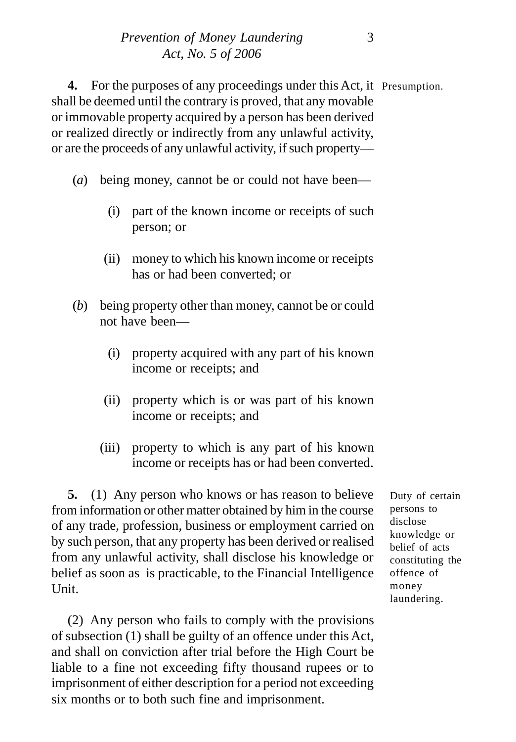**4.** For the purposes of any proceedings under this Act, it shall be deemed until the contrary is proved, that any movable or immovable property acquired by a person has been derived or realized directly or indirectly from any unlawful activity, or are the proceeds of any unlawful activity, if such property—

Presumption.

(*a*) being money, cannot be or could not have been—

(i) part of the known income or receipts of such person; or

(ii) money to which his known income or receipts has or had been converted; or

(*b*) being property other than money, cannot be or could not have been—

(i) property acquired with any part of his known income or receipts; and

(ii) property which is or was part of his known income or receipts; and

(iii) property to which is any part of his known income or receipts has or had been converted.

**5.** (1) Any person who knows or has reason to believe from information or other matter obtained by him in the course of any trade, profession, business or employment carried on by such person, that any property has been derived or realised from any unlawful activity, shall disclose his knowledge or belief as soon as is practicable, to the Financial Intelligence Unit.

Duty of certain persons to disclose knowledge or belief of acts constituting the offence of money laundering.

(2) Any person who fails to comply with the provisions of subsection (1) shall be guilty of an offence under this Act, and shall on conviction after trial before the High Court be liable to a fine not exceeding fifty thousand rupees or to imprisonment of either description for a period not exceeding six months or to both such fine and imprisonment.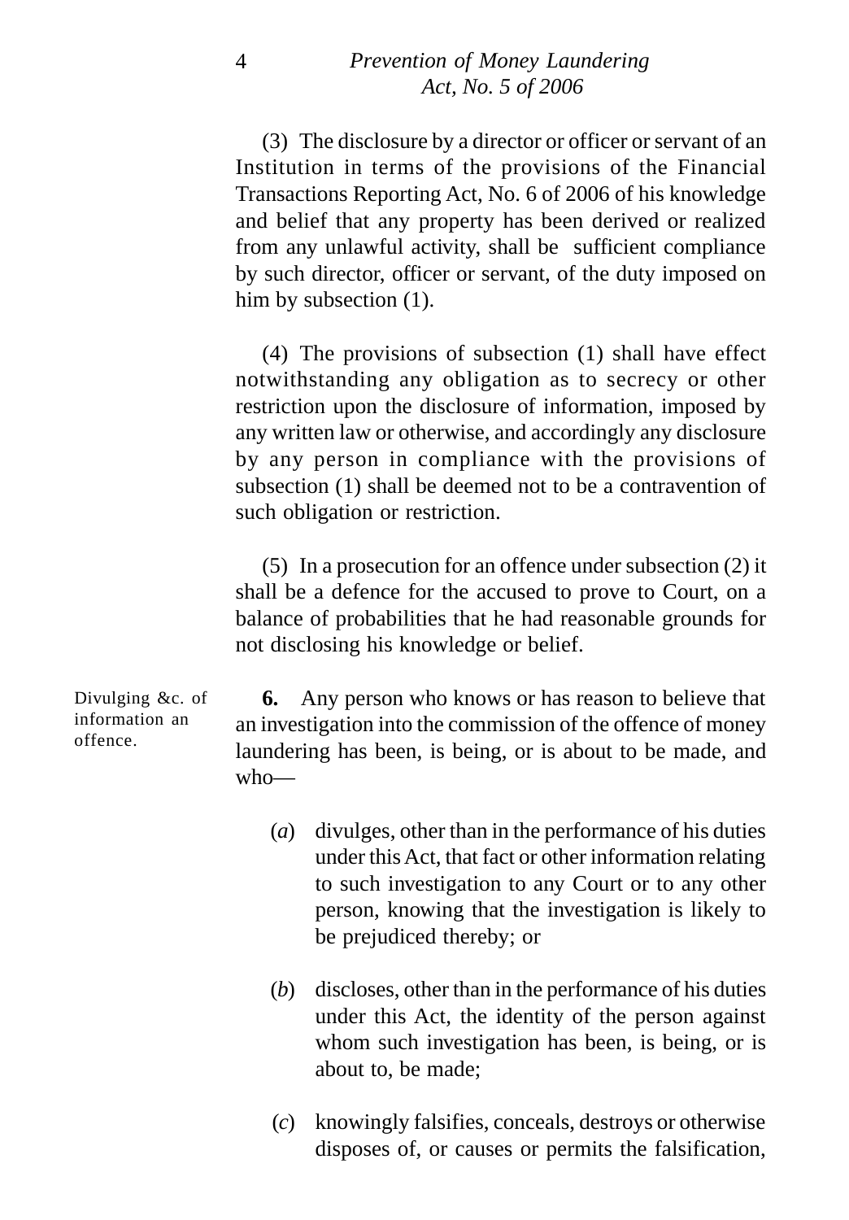(3) The disclosure by a director or officer or servant of an Institution in terms of the provisions of the Financial Transactions Reporting Act, No. 6 of 2006 of his knowledge and belief that any property has been derived or realized from any unlawful activity, shall be sufficient compliance by such director, officer or servant, of the duty imposed on him by subsection (1).

(4) The provisions of subsection (1) shall have effect notwithstanding any obligation as to secrecy or other restriction upon the disclosure of information, imposed by any written law or otherwise, and accordingly any disclosure by any person in compliance with the provisions of subsection (1) shall be deemed not to be a contravention of such obligation or restriction.

(5) In a prosecution for an offence under subsection (2) it shall be a defence for the accused to prove to Court, on a balance of probabilities that he had reasonable grounds for not disclosing his knowledge or belief.

Divulging &c. of information an offence.

**6.** Any person who knows or has reason to believe that an investigation into the commission of the offence of money laundering has been, is being, or is about to be made, and who—

(*a*) divulges, other than in the performance of his duties under this Act, that fact or other information relating to such investigation to any Court or to any other person, knowing that the investigation is likely to be prejudiced thereby; or

(*b*) discloses, other than in the performance of his duties under this Act, the identity of the person against whom such investigation has been, is being, or is about to, be made;

(*c*) knowingly falsifies, conceals, destroys or otherwise disposes of, or causes or permits the falsification,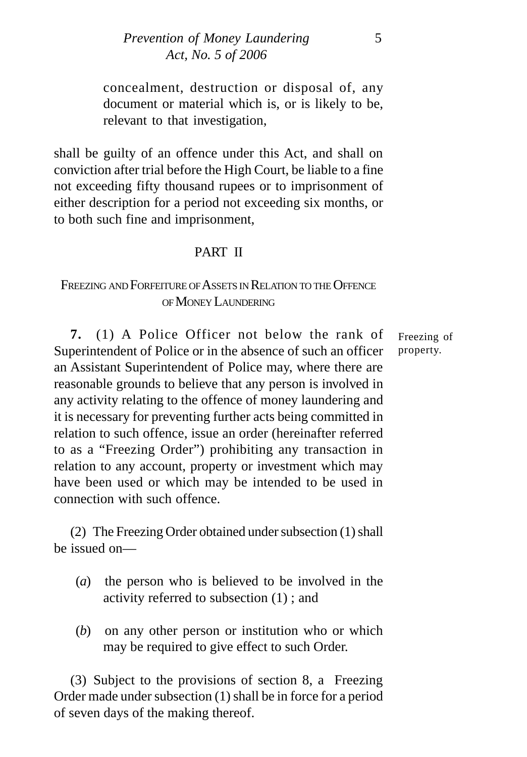concealment, destruction or disposal of, any document or material which is, or is likely to be, relevant to that investigation,

shall be guilty of an offence under this Act, and shall on conviction after trial before the High Court, be liable to a fine not exceeding fifty thousand rupees or to imprisonment of either description for a period not exceeding six months, or to both such fine and imprisonment,

## PART II

### FREEZING AND FORFEITURE OF ASSETS IN RELATION TO THE OFFENCE OF MONEY LAUNDERING

Freezing of property.

**7.** (1) A Police Officer not below the rank of Superintendent of Police or in the absence of such an officer an Assistant Superintendent of Police may, where there are reasonable grounds to believe that any person is involved in any activity relating to the offence of money laundering and it is necessary for preventing further acts being committed in relation to such offence, issue an order (hereinafter referred to as a "Freezing Order") prohibiting any transaction in relation to any account, property or investment which may have been used or which may be intended to be used in connection with such offence.

(2) The Freezing Order obtained under subsection (1) shall be issued on—

(*a*) the person who is believed to be involved in the activity referred to subsection (1) ; and

(*b*) on any other person or institution who or which may be required to give effect to such Order.

(3) Subject to the provisions of section 8, a Freezing Order made under subsection (1) shall be in force for a period of seven days of the making thereof.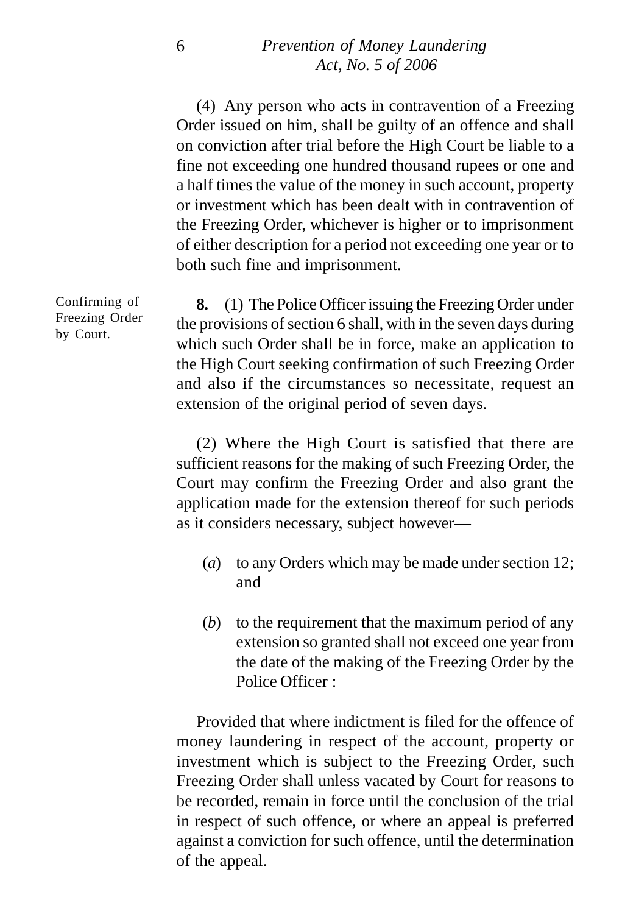(4) Any person who acts in contravention of a Freezing Order issued on him, shall be guilty of an offence and shall on conviction after trial before the High Court be liable to a fine not exceeding one hundred thousand rupees or one and a half times the value of the money in such account, property or investment which has been dealt with in contravention of the Freezing Order, whichever is higher or to imprisonment of either description for a period not exceeding one year or to both such fine and imprisonment.

Confirming of Freezing Order by Court.

**8.** (1) The Police Officer issuing the Freezing Order under the provisions of section 6 shall, with in the seven days during which such Order shall be in force, make an application to the High Court seeking confirmation of such Freezing Order and also if the circumstances so necessitate, request an extension of the original period of seven days.

(2) Where the High Court is satisfied that there are sufficient reasons for the making of such Freezing Order, the Court may confirm the Freezing Order and also grant the application made for the extension thereof for such periods as it considers necessary, subject however—

(*a*) to any Orders which may be made under section 12; and

(*b*) to the requirement that the maximum period of any extension so granted shall not exceed one year from the date of the making of the Freezing Order by the Police Officer :

Provided that where indictment is filed for the offence of money laundering in respect of the account, property or investment which is subject to the Freezing Order, such Freezing Order shall unless vacated by Court for reasons to be recorded, remain in force until the conclusion of the trial in respect of such offence, or where an appeal is preferred against a conviction for such offence, until the determination of the appeal.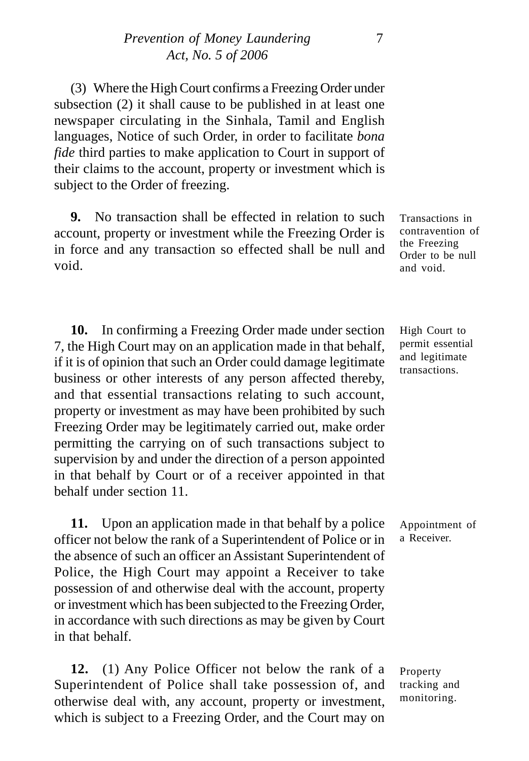(3) Where the High Court confirms a Freezing Order under subsection (2) it shall cause to be published in at least one newspaper circulating in the Sinhala, Tamil and English languages, Notice of such Order, in order to facilitate *bona fide* third parties to make application to Court in support of their claims to the account, property or investment which is subject to the Order of freezing.

Transactions in contravention of the Freezing Order to be null and void.

**9.** No transaction shall be effected in relation to such account, property or investment while the Freezing Order is in force and any transaction so effected shall be null and void.

High Court to permit essential and legitimate transactions.

**10.** In confirming a Freezing Order made under section 7, the High Court may on an application made in that behalf, if it is of opinion that such an Order could damage legitimate business or other interests of any person affected thereby, and that essential transactions relating to such account, property or investment as may have been prohibited by such Freezing Order may be legitimately carried out, make order permitting the carrying on of such transactions subject to supervision by and under the direction of a person appointed in that behalf by Court or of a receiver appointed in that behalf under section 11.

Appointment of a Receiver.

**11.** Upon an application made in that behalf by a police officer not below the rank of a Superintendent of Police or in the absence of such an officer an Assistant Superintendent of Police, the High Court may appoint a Receiver to take possession of and otherwise deal with the account, property or investment which has been subjected to the Freezing Order, in accordance with such directions as may be given by Court in that behalf.

Property tracking and monitoring.

**12.** (1) Any Police Officer not below the rank of a Superintendent of Police shall take possession of, and otherwise deal with, any account, property or investment, which is subject to a Freezing Order, and the Court may on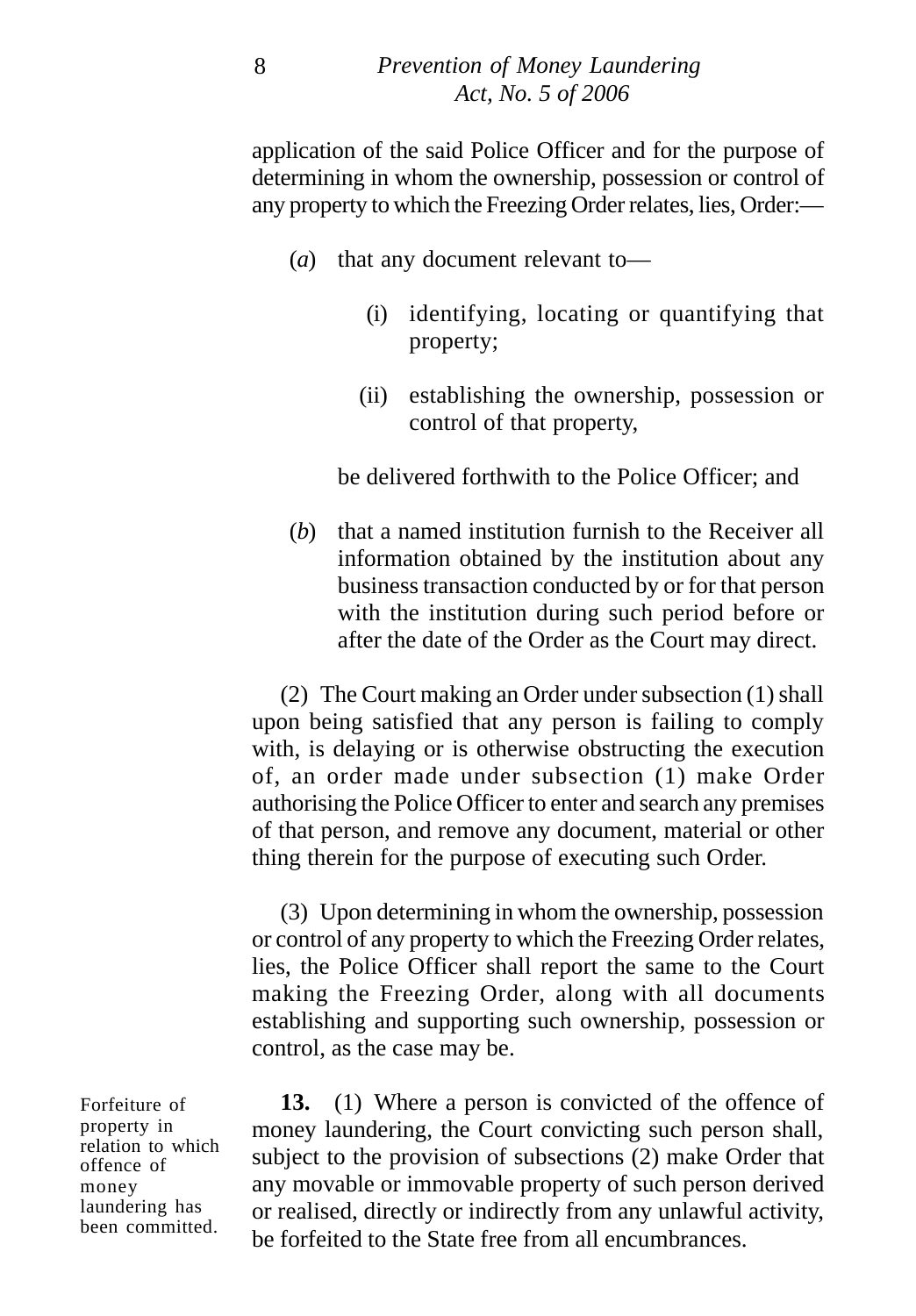application of the said Police Officer and for the purpose of determining in whom the ownership, possession or control of any property to which the Freezing Order relates, lies, Order:—

(*a*) that any document relevant to—

(i) identifying, locating or quantifying that property;

(ii) establishing the ownership, possession or control of that property,

be delivered forthwith to the Police Officer; and

(*b*) that a named institution furnish to the Receiver all information obtained by the institution about any business transaction conducted by or for that person with the institution during such period before or after the date of the Order as the Court may direct.

(2) The Court making an Order under subsection (1) shall upon being satisfied that any person is failing to comply with, is delaying or is otherwise obstructing the execution of, an order made under subsection (1) make Order authorising the Police Officer to enter and search any premises of that person, and remove any document, material or other thing therein for the purpose of executing such Order.

(3) Upon determining in whom the ownership, possession or control of any property to which the Freezing Order relates, lies, the Police Officer shall report the same to the Court making the Freezing Order, along with all documents establishing and supporting such ownership, possession or control, as the case may be.

Forfeiture of property in relation to which offence of money laundering has been committed.

**13.** (1) Where a person is convicted of the offence of money laundering, the Court convicting such person shall, subject to the provision of subsections (2) make Order that any movable or immovable property of such person derived or realised, directly or indirectly from any unlawful activity, be forfeited to the State free from all encumbrances.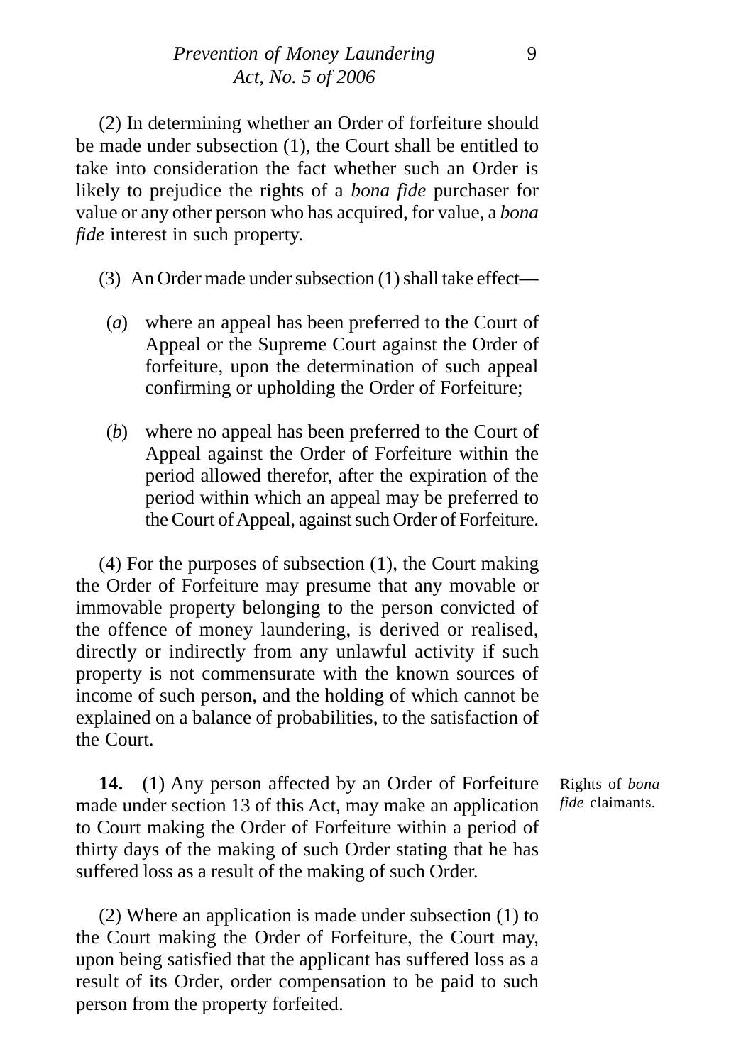(2) In determining whether an Order of forfeiture should be made under subsection (1), the Court shall be entitled to take into consideration the fact whether such an Order is likely to prejudice the rights of a *bona fide* purchaser for value or any other person who has acquired, for value, a *bona fide* interest in such property.

(3) An Order made under subsection (1) shall take effect—

(*a*) where an appeal has been preferred to the Court of Appeal or the Supreme Court against the Order of forfeiture, upon the determination of such appeal confirming or upholding the Order of Forfeiture;

(*b*) where no appeal has been preferred to the Court of Appeal against the Order of Forfeiture within the period allowed therefor, after the expiration of the period within which an appeal may be preferred to the Court of Appeal, against such Order of Forfeiture.

(4) For the purposes of subsection (1), the Court making the Order of Forfeiture may presume that any movable or immovable property belonging to the person convicted of the offence of money laundering, is derived or realised, directly or indirectly from any unlawful activity if such property is not commensurate with the known sources of income of such person, and the holding of which cannot be explained on a balance of probabilities, to the satisfaction of the Court.

Rights of *bona fide* claimants.

**14.** (1) Any person affected by an Order of Forfeiture made under section 13 of this Act, may make an application to Court making the Order of Forfeiture within a period of thirty days of the making of such Order stating that he has suffered loss as a result of the making of such Order.

(2) Where an application is made under subsection (1) to the Court making the Order of Forfeiture, the Court may, upon being satisfied that the applicant has suffered loss as a result of its Order, order compensation to be paid to such person from the property forfeited.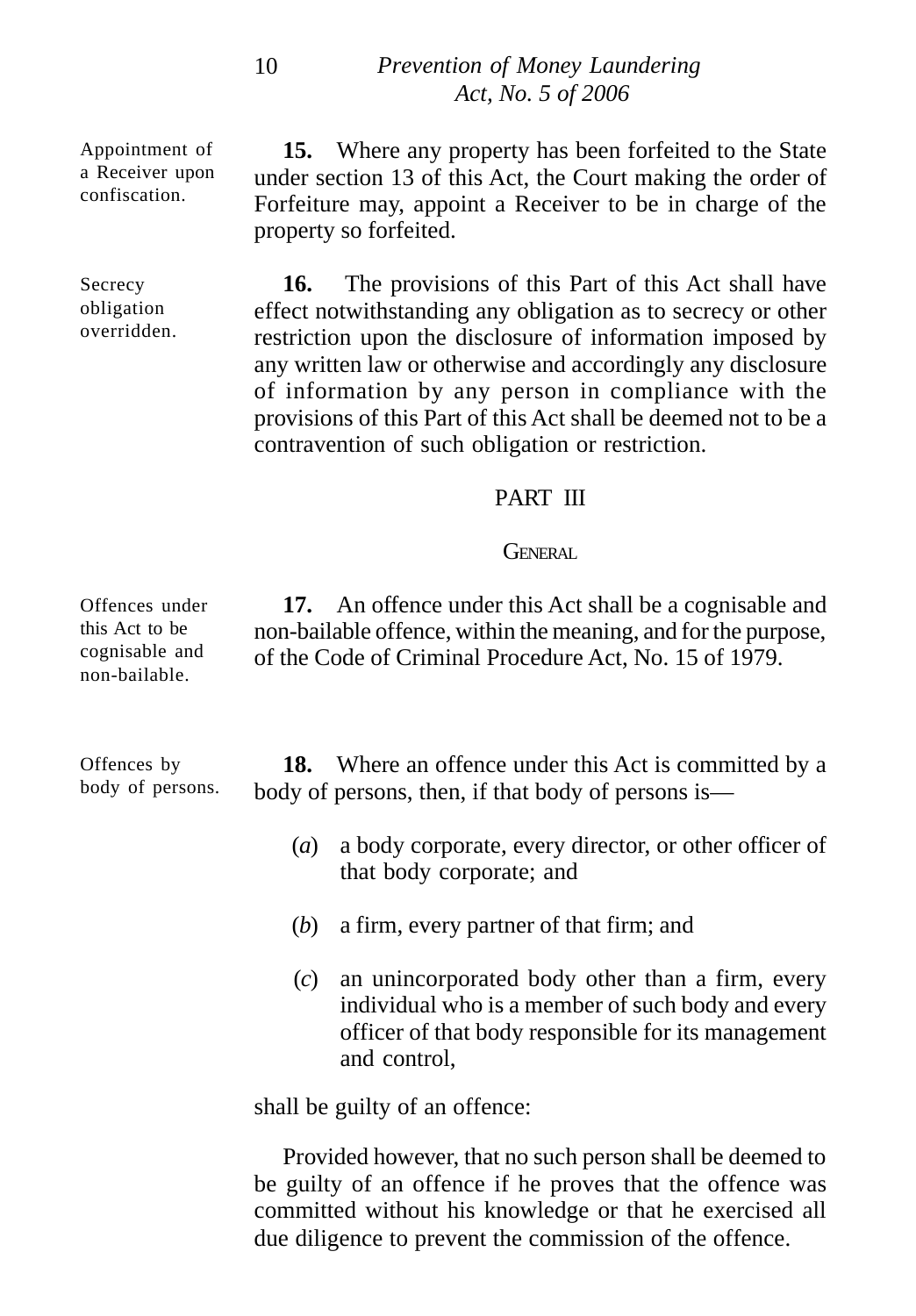Appointment of a Receiver upon confiscation.

**15.** Where any property has been forfeited to the State under section 13 of this Act, the Court making the order of Forfeiture may, appoint a Receiver to be in charge of the property so forfeited.

Secrecy obligation overridden.

**16.** The provisions of this Part of this Act shall have effect notwithstanding any obligation as to secrecy or other restriction upon the disclosure of information imposed by any written law or otherwise and accordingly any disclosure of information by any person in compliance with the provisions of this Part of this Act shall be deemed not to be a contravention of such obligation or restriction.

## PART III

### GENERAL

Offences under this Act to be cognisable and non-bailable.

**17.** An offence under this Act shall be a cognisable and non-bailable offence, within the meaning, and for the purpose, of the Code of Criminal Procedure Act, No. 15 of 1979.

Offences by body of persons.

**18.** Where an offence under this Act is committed by a body of persons, then, if that body of persons is—

(*a*) a body corporate, every director, or other officer of that body corporate; and

(*b*) a firm, every partner of that firm; and

(*c*) an unincorporated body other than a firm, every individual who is a member of such body and every officer of that body responsible for its management and control,

shall be guilty of an offence:

Provided however, that no such person shall be deemed to be guilty of an offence if he proves that the offence was committed without his knowledge or that he exercised all due diligence to prevent the commission of the offence.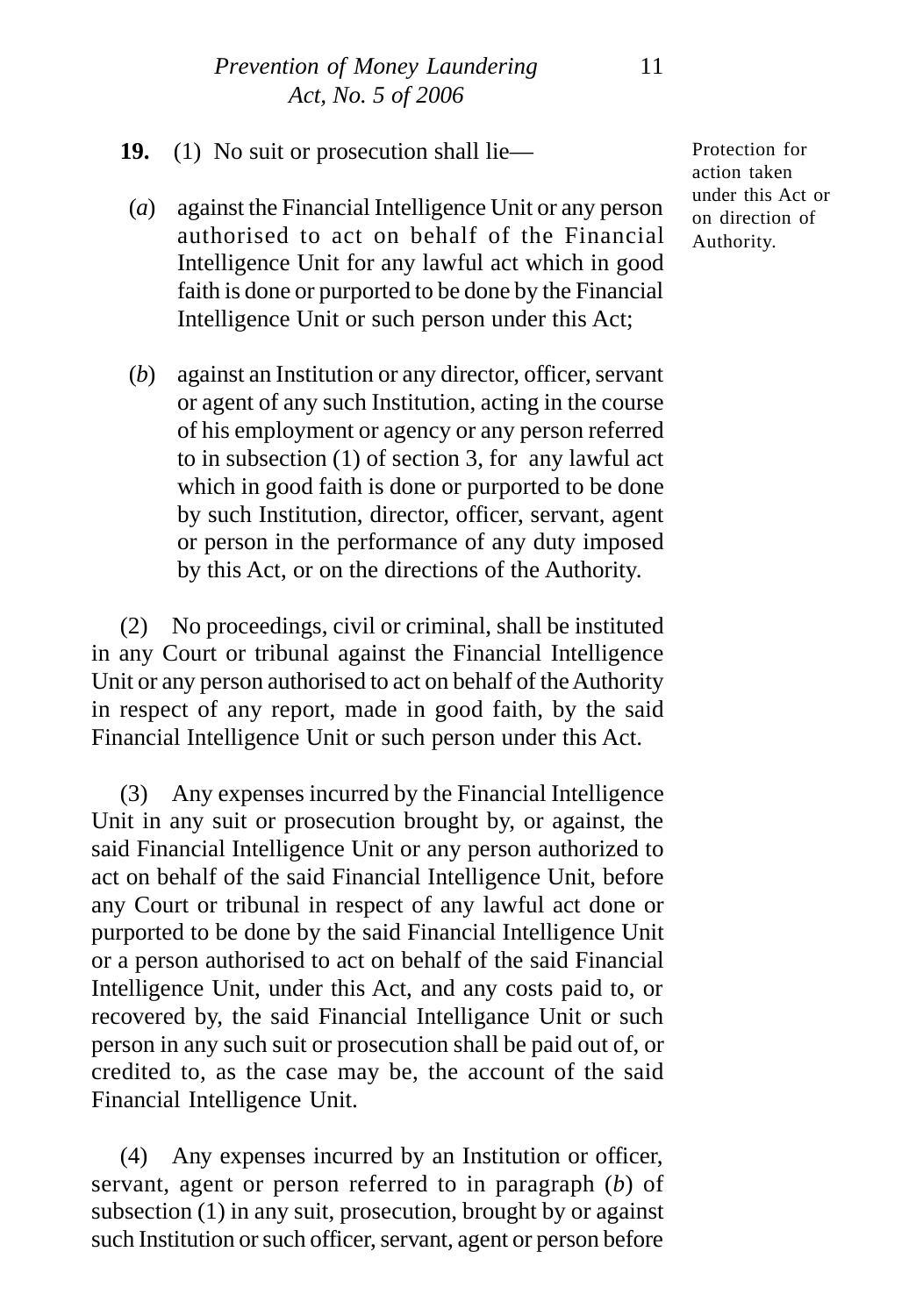**19.** (1) No suit or prosecution shall lie—

Protection for action taken under this Act or on direction of Authority.

(*a*) against the Financial Intelligence Unit or any person authorised to act on behalf of the Financial Intelligence Unit for any lawful act which in good faith is done or purported to be done by the Financial Intelligence Unit or such person under this Act;

(*b*) against an Institution or any director, officer, servant or agent of any such Institution, acting in the course of his employment or agency or any person referred to in subsection (1) of section 3, for any lawful act which in good faith is done or purported to be done by such Institution, director, officer, servant, agent or person in the performance of any duty imposed by this Act, or on the directions of the Authority.

(2) No proceedings, civil or criminal, shall be instituted in any Court or tribunal against the Financial Intelligence Unit or any person authorised to act on behalf of the Authority in respect of any report, made in good faith, by the said Financial Intelligence Unit or such person under this Act.

(3) Any expenses incurred by the Financial Intelligence Unit in any suit or prosecution brought by, or against, the said Financial Intelligence Unit or any person authorized to act on behalf of the said Financial Intelligence Unit, before any Court or tribunal in respect of any lawful act done or purported to be done by the said Financial Intelligence Unit or a person authorised to act on behalf of the said Financial Intelligence Unit, under this Act, and any costs paid to, or recovered by, the said Financial Intelligance Unit or such person in any such suit or prosecution shall be paid out of, or credited to, as the case may be, the account of the said Financial Intelligence Unit.

(4) Any expenses incurred by an Institution or officer, servant, agent or person referred to in paragraph (*b*) of subsection (1) in any suit, prosecution, brought by or against such Institution or such officer, servant, agent or person before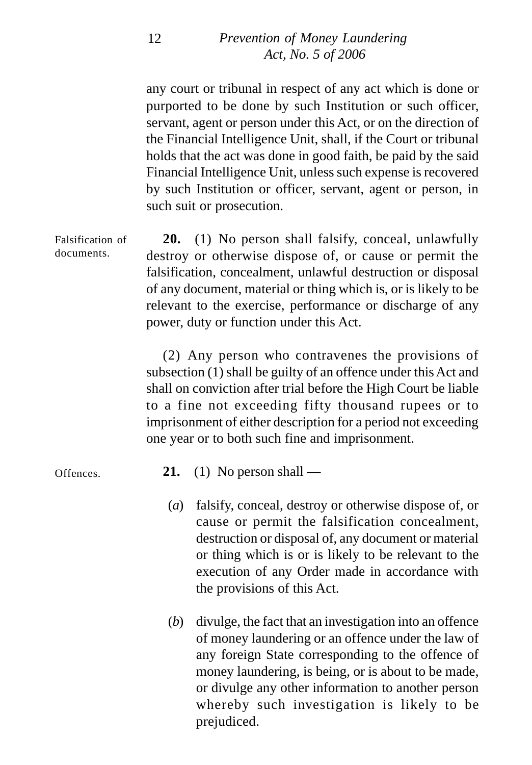any court or tribunal in respect of any act which is done or purported to be done by such Institution or such officer, servant, agent or person under this Act, or on the direction of the Financial Intelligence Unit, shall, if the Court or tribunal holds that the act was done in good faith, be paid by the said Financial Intelligence Unit, unless such expense is recovered by such Institution or officer, servant, agent or person, in such suit or prosecution.

Falsification of documents.

**20.** (1) No person shall falsify, conceal, unlawfully destroy or otherwise dispose of, or cause or permit the falsification, concealment, unlawful destruction or disposal of any document, material or thing which is, or is likely to be relevant to the exercise, performance or discharge of any power, duty or function under this Act.

(2) Any person who contravenes the provisions of subsection (1) shall be guilty of an offence under this Act and shall on conviction after trial before the High Court be liable to a fine not exceeding fifty thousand rupees or to imprisonment of either description for a period not exceeding one year or to both such fine and imprisonment.

Offences.

**21.** (1) No person shall —

(*a*) falsify, conceal, destroy or otherwise dispose of, or cause or permit the falsification concealment, destruction or disposal of, any document or material or thing which is or is likely to be relevant to the execution of any Order made in accordance with the provisions of this Act.

(*b*) divulge, the fact that an investigation into an offence of money laundering or an offence under the law of any foreign State corresponding to the offence of money laundering, is being, or is about to be made, or divulge any other information to another person whereby such investigation is likely to be prejudiced.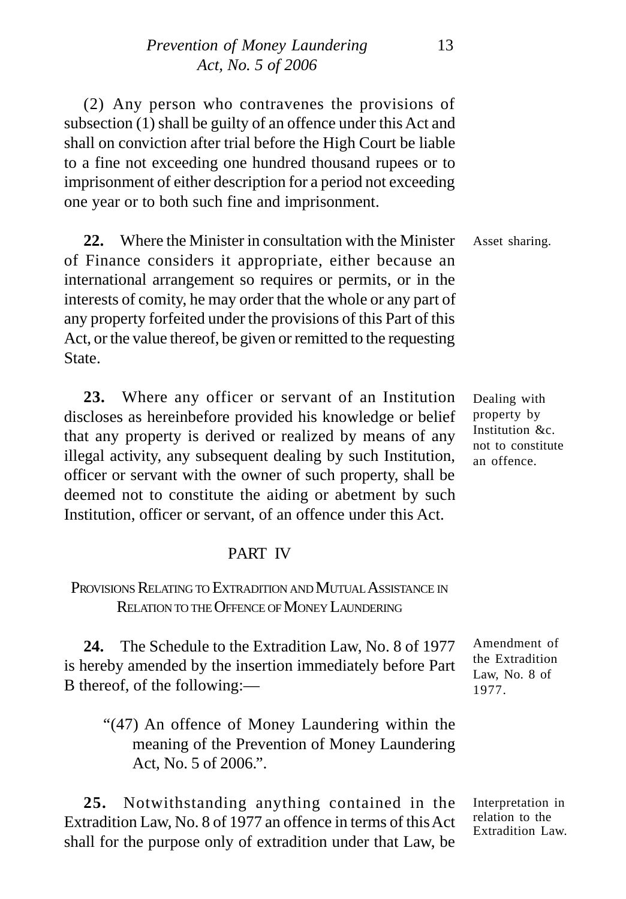(2) Any person who contravenes the provisions of subsection (1) shall be guilty of an offence under this Act and shall on conviction after trial before the High Court be liable to a fine not exceeding one hundred thousand rupees or to imprisonment of either description for a period not exceeding one year or to both such fine and imprisonment.

Asset sharing.

**22.** Where the Minister in consultation with the Minister of Finance considers it appropriate, either because an international arrangement so requires or permits, or in the interests of comity, he may order that the whole or any part of any property forfeited under the provisions of this Part of this Act, or the value thereof, be given or remitted to the requesting State.

Dealing with property by Institution &c. not to constitute an offence.

**23.** Where any officer or servant of an Institution discloses as hereinbefore provided his knowledge or belief that any property is derived or realized by means of any illegal activity, any subsequent dealing by such Institution, officer or servant with the owner of such property, shall be deemed not to constitute the aiding or abetment by such Institution, officer or servant, of an offence under this Act.

## PART IV

### PROVISIONS RELATING TO EXTRADITION AND MUTUAL ASSISTANCE IN RELATION TO THE OFFENCE OF MONEY LAUNDERING

Amendment of the Extradition Law, No. 8 of 1977.

**24.** The Schedule to the Extradition Law, No. 8 of 1977 is hereby amended by the insertion immediately before Part B thereof, of the following:—

> "(47) An offence of Money Laundering within the meaning of the Prevention of Money Laundering Act, No. 5 of 2006.".

Interpretation in relation to the Extradition Law.

**25.** Notwithstanding anything contained in the Extradition Law, No. 8 of 1977 an offence in terms of this Act shall for the purpose only of extradition under that Law, be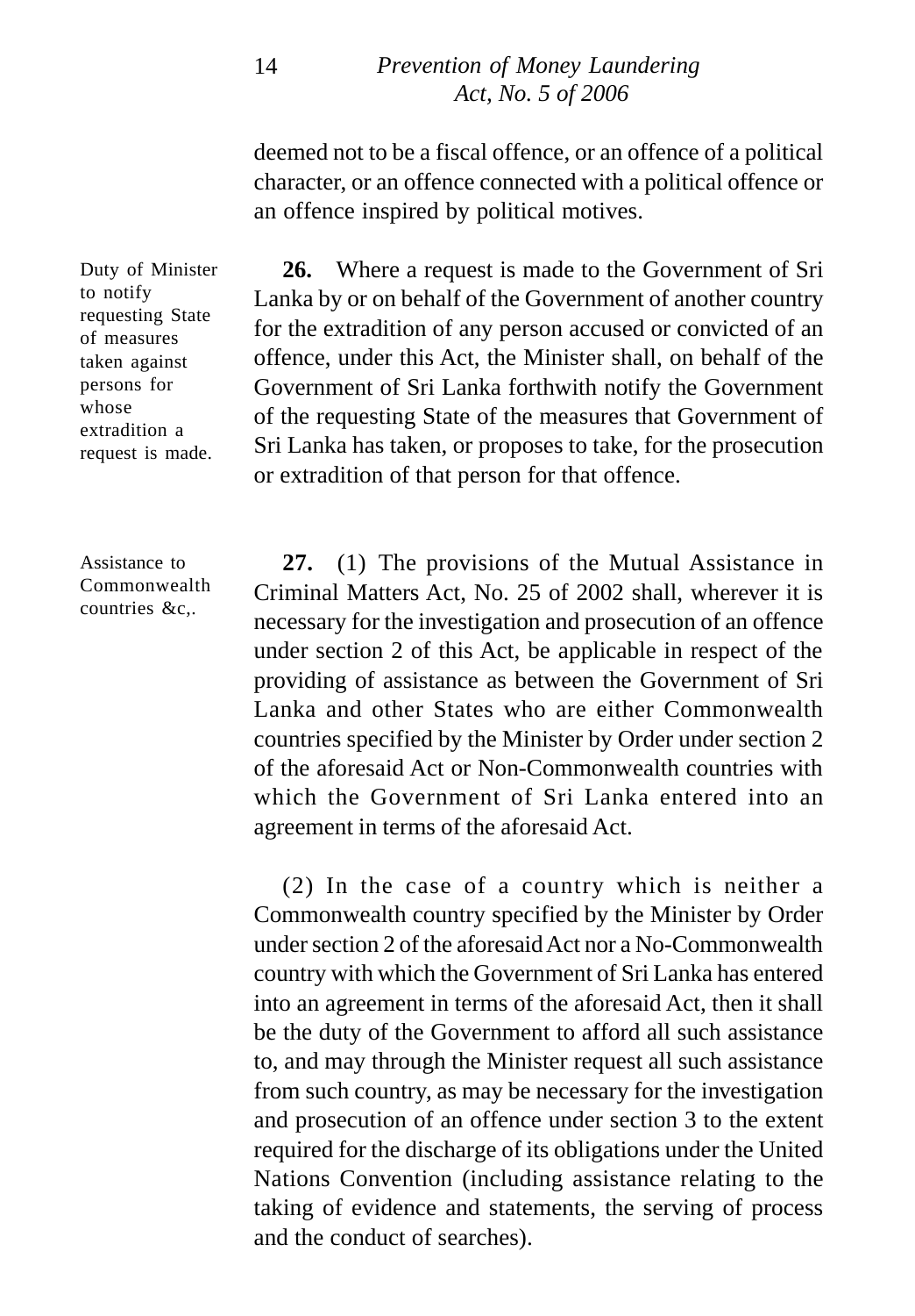deemed not to be a fiscal offence, or an offence of a political character, or an offence connected with a political offence or an offence inspired by political motives.

Duty of Minister to notify requesting State of measures taken against persons for whose extradition a request is made.

**26.** Where a request is made to the Government of Sri Lanka by or on behalf of the Government of another country for the extradition of any person accused or convicted of an offence, under this Act, the Minister shall, on behalf of the Government of Sri Lanka forthwith notify the Government of the requesting State of the measures that Government of Sri Lanka has taken, or proposes to take, for the prosecution or extradition of that person for that offence.

Assistance to Commonwealth countries &c,.

**27.** (1) The provisions of the Mutual Assistance in Criminal Matters Act, No. 25 of 2002 shall, wherever it is necessary for the investigation and prosecution of an offence under section 2 of this Act, be applicable in respect of the providing of assistance as between the Government of Sri Lanka and other States who are either Commonwealth countries specified by the Minister by Order under section 2 of the aforesaid Act or Non-Commonwealth countries with which the Government of Sri Lanka entered into an agreement in terms of the aforesaid Act.

(2) In the case of a country which is neither a Commonwealth country specified by the Minister by Order under section 2 of the aforesaid Act nor a No-Commonwealth country with which the Government of Sri Lanka has entered into an agreement in terms of the aforesaid Act, then it shall be the duty of the Government to afford all such assistance to, and may through the Minister request all such assistance from such country, as may be necessary for the investigation and prosecution of an offence under section 3 to the extent required for the discharge of its obligations under the United Nations Convention (including assistance relating to the taking of evidence and statements, the serving of process and the conduct of searches).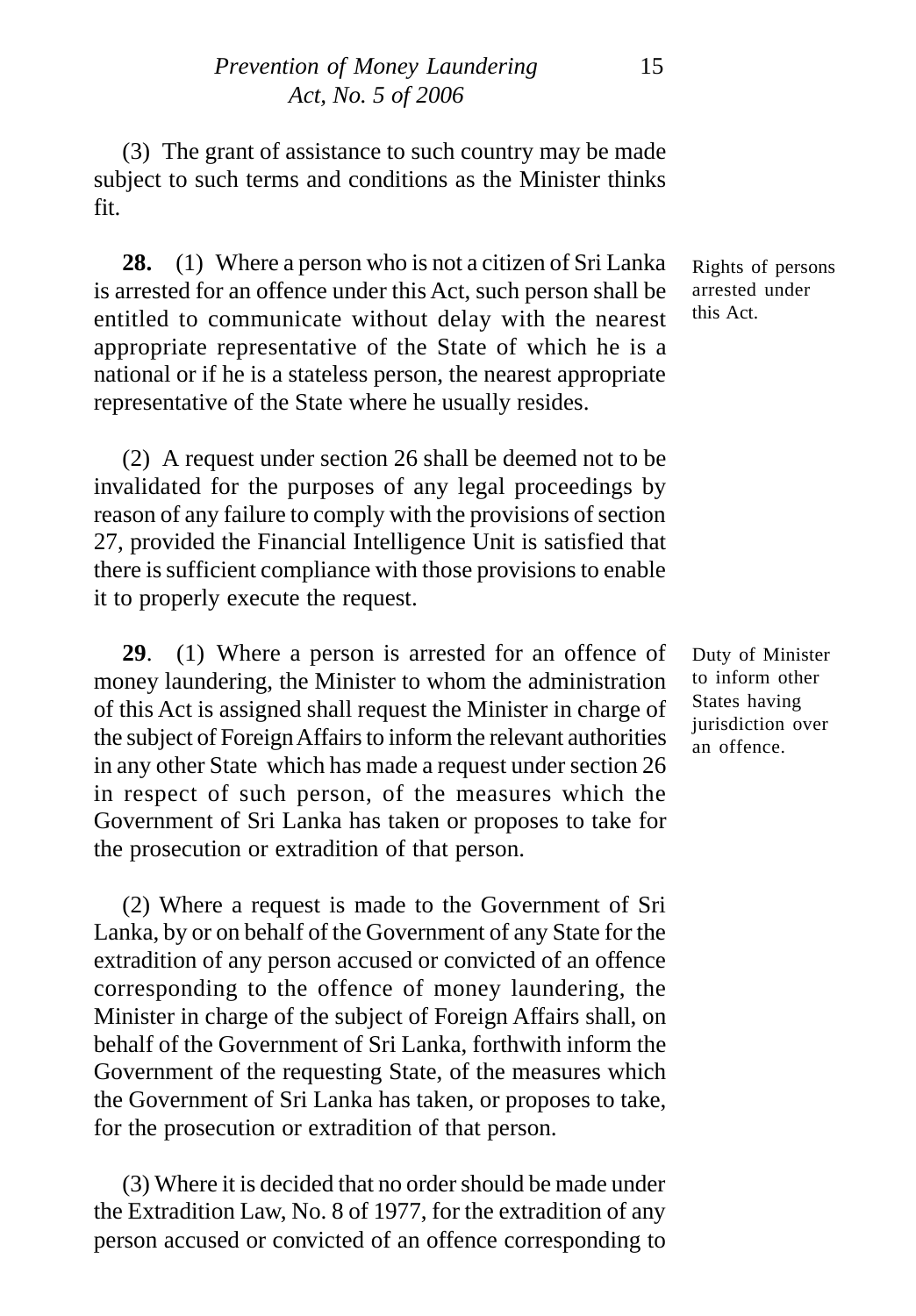(3) The grant of assistance to such country may be made subject to such terms and conditions as the Minister thinks fit.

*Rights of persons arrested under this Act.*

**28.** (1) Where a person who is not a citizen of Sri Lanka is arrested for an offence under this Act, such person shall be entitled to communicate without delay with the nearest appropriate representative of the State of which he is a national or if he is a stateless person, the nearest appropriate representative of the State where he usually resides.

(2) A request under section 26 shall be deemed not to be invalidated for the purposes of any legal proceedings by reason of any failure to comply with the provisions of section 27, provided the Financial Intelligence Unit is satisfied that there is sufficient compliance with those provisions to enable it to properly execute the request.

*Duty of Minister to inform other States having jurisdiction over an offence.*

**29**. (1) Where a person is arrested for an offence of money laundering, the Minister to whom the administration of this Act is assigned shall request the Minister in charge of the subject of Foreign Affairs to inform the relevant authorities in any other State which has made a request under section 26 in respect of such person, of the measures which the Government of Sri Lanka has taken or proposes to take for the prosecution or extradition of that person.

(2) Where a request is made to the Government of Sri Lanka, by or on behalf of the Government of any State for the extradition of any person accused or convicted of an offence corresponding to the offence of money laundering, the Minister in charge of the subject of Foreign Affairs shall, on behalf of the Government of Sri Lanka, forthwith inform the Government of the requesting State, of the measures which the Government of Sri Lanka has taken, or proposes to take, for the prosecution or extradition of that person.

(3) Where it is decided that no order should be made under the Extradition Law, No. 8 of 1977, for the extradition of any person accused or convicted of an offence corresponding to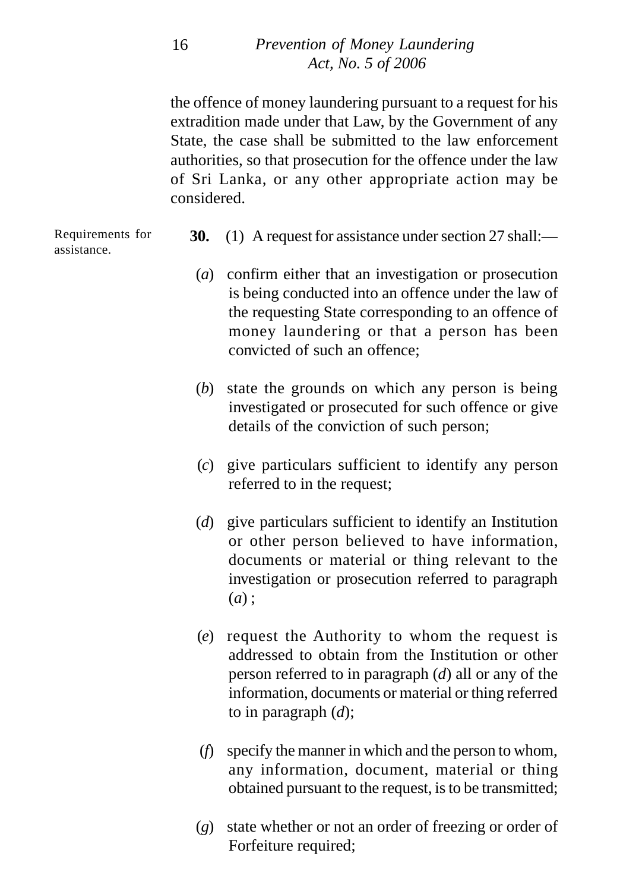the offence of money laundering pursuant to a request for his extradition made under that Law, by the Government of any State, the case shall be submitted to the law enforcement authorities, so that prosecution for the offence under the law of Sri Lanka, or any other appropriate action may be considered.

Requirements for assistance.

**30.** (1) A request for assistance under section 27 shall:—

(*a*) confirm either that an investigation or prosecution is being conducted into an offence under the law of the requesting State corresponding to an offence of money laundering or that a person has been convicted of such an offence;

(*b*) state the grounds on which any person is being investigated or prosecuted for such offence or give details of the conviction of such person;

(*c*) give particulars sufficient to identify any person referred to in the request;

(*d*) give particulars sufficient to identify an Institution or other person believed to have information, documents or material or thing relevant to the investigation or prosecution referred to paragraph (*a*) ;

(*e*) request the Authority to whom the request is addressed to obtain from the Institution or other person referred to in paragraph (*d*) all or any of the information, documents or material or thing referred to in paragraph (*d*);

(*f*) specify the manner in which and the person to whom, any information, document, material or thing obtained pursuant to the request, is to be transmitted;

(*g*) state whether or not an order of freezing or order of Forfeiture required;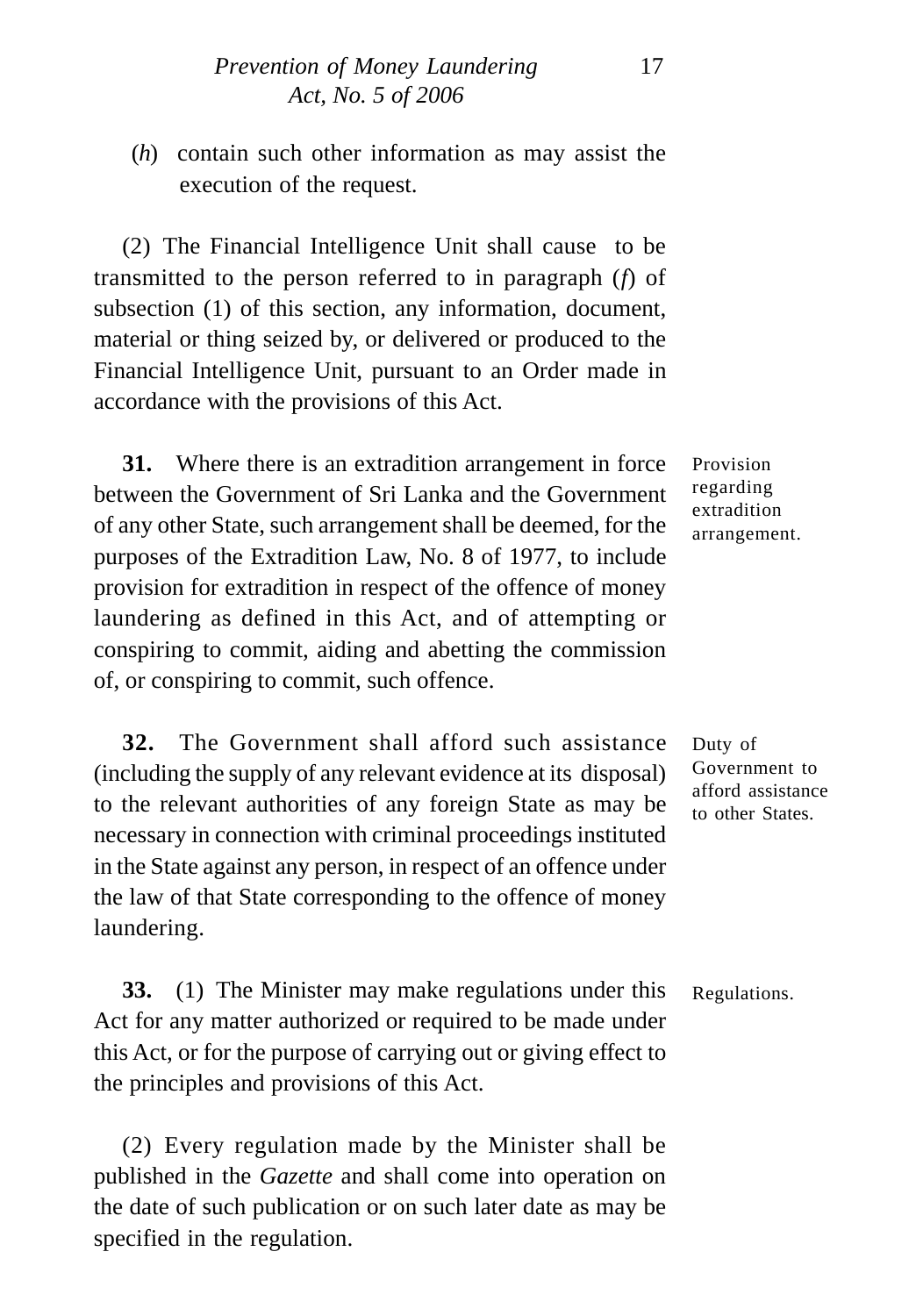(*h*) contain such other information as may assist the execution of the request.

(2) The Financial Intelligence Unit shall cause to be transmitted to the person referred to in paragraph (*f*) of subsection (1) of this section, any information, document, material or thing seized by, or delivered or produced to the Financial Intelligence Unit, pursuant to an Order made in accordance with the provisions of this Act.

Provision regarding extradition arrangement.

**31.** Where there is an extradition arrangement in force between the Government of Sri Lanka and the Government of any other State, such arrangement shall be deemed, for the purposes of the Extradition Law, No. 8 of 1977, to include provision for extradition in respect of the offence of money laundering as defined in this Act, and of attempting or conspiring to commit, aiding and abetting the commission of, or conspiring to commit, such offence.

Duty of Government to afford assistance to other States.

**32.** The Government shall afford such assistance (including the supply of any relevant evidence at its disposal) to the relevant authorities of any foreign State as may be necessary in connection with criminal proceedings instituted in the State against any person, in respect of an offence under the law of that State corresponding to the offence of money laundering.

Regulations.

**33.** (1) The Minister may make regulations under this Act for any matter authorized or required to be made under this Act, or for the purpose of carrying out or giving effect to the principles and provisions of this Act.

(2) Every regulation made by the Minister shall be published in the *Gazette* and shall come into operation on the date of such publication or on such later date as may be specified in the regulation.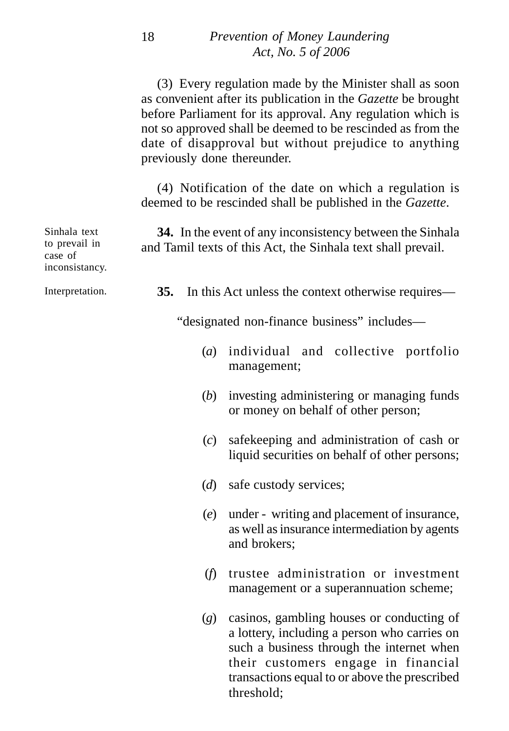(3) Every regulation made by the Minister shall as soon as convenient after its publication in the *Gazette* be brought before Parliament for its approval. Any regulation which is not so approved shall be deemed to be rescinded as from the date of disapproval but without prejudice to anything previously done thereunder.

(4) Notification of the date on which a regulation is deemed to be rescinded shall be published in the *Gazette*.

Sinhala text to prevail in case of inconsistancy.

**34.** In the event of any inconsistency between the Sinhala and Tamil texts of this Act, the Sinhala text shall prevail.

Interpretation.

**35.** In this Act unless the context otherwise requires—

"designated non-finance business" includes—

(*a*) individual and collective portfolio management;

(*b*) investing administering or managing funds or money on behalf of other person;

(*c*) safekeeping and administration of cash or liquid securities on behalf of other persons;

(*d*) safe custody services;

(*e*) under - writing and placement of insurance, as well as insurance intermediation by agents and brokers;

(*f*) trustee administration or investment management or a superannuation scheme;

(*g*) casinos, gambling houses or conducting of a lottery, including a person who carries on such a business through the internet when their customers engage in financial transactions equal to or above the prescribed threshold;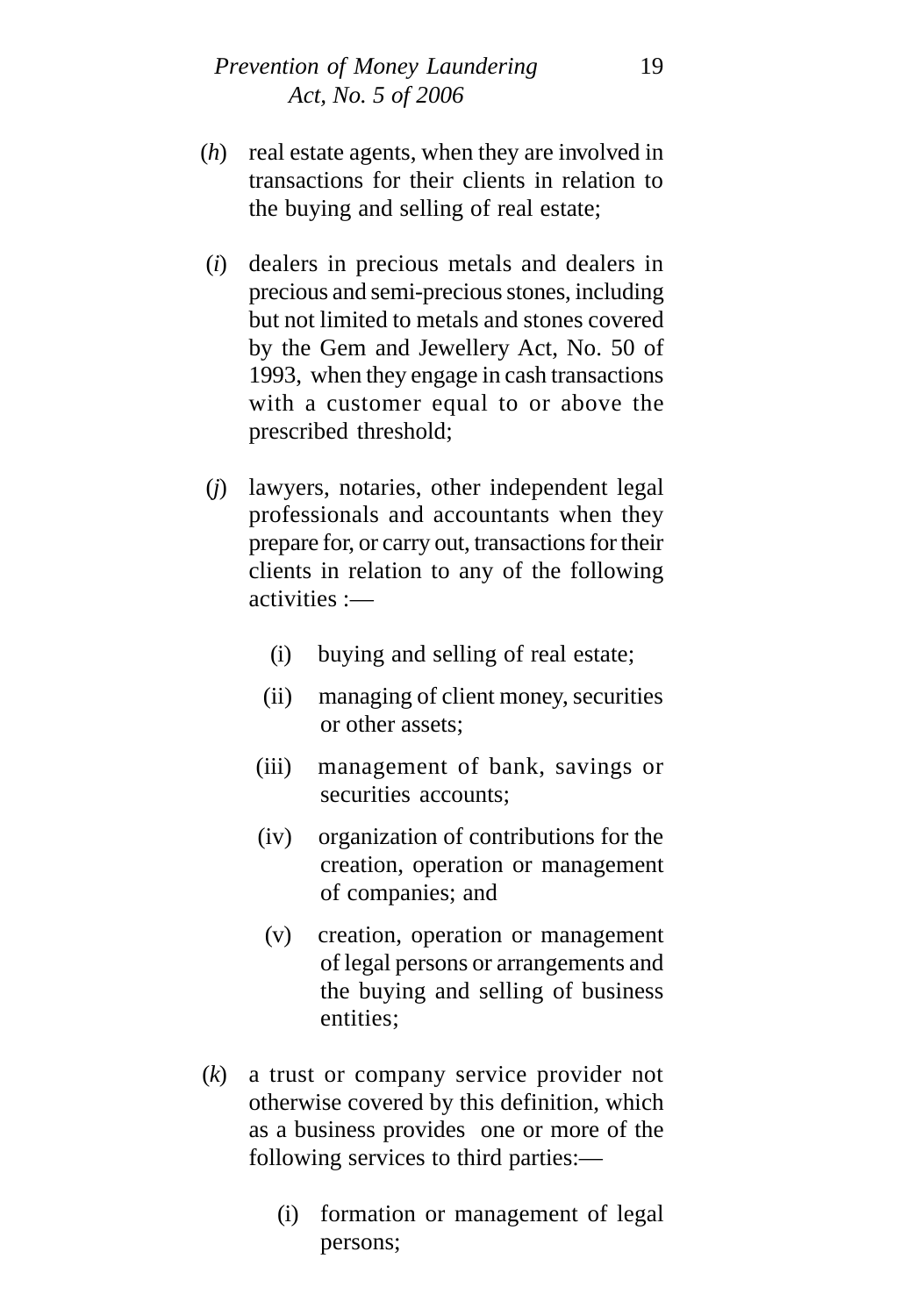(*h*) real estate agents, when they are involved in transactions for their clients in relation to the buying and selling of real estate;

(*i*) dealers in precious metals and dealers in precious and semi-precious stones, including but not limited to metals and stones covered by the Gem and Jewellery Act, No. 50 of 1993, when they engage in cash transactions with a customer equal to or above the prescribed threshold;

(*j*) lawyers, notaries, other independent legal professionals and accountants when they prepare for, or carry out, transactions for their clients in relation to any of the following activities :—

(i) buying and selling of real estate;

(ii) managing of client money, securities or other assets;

(iii) management of bank, savings or securities accounts;

(iv) organization of contributions for the creation, operation or management of companies; and

(v) creation, operation or management of legal persons or arrangements and the buying and selling of business entities;

(*k*) a trust or company service provider not otherwise covered by this definition, which as a business provides one or more of the following services to third parties:—

(i) formation or management of legal persons;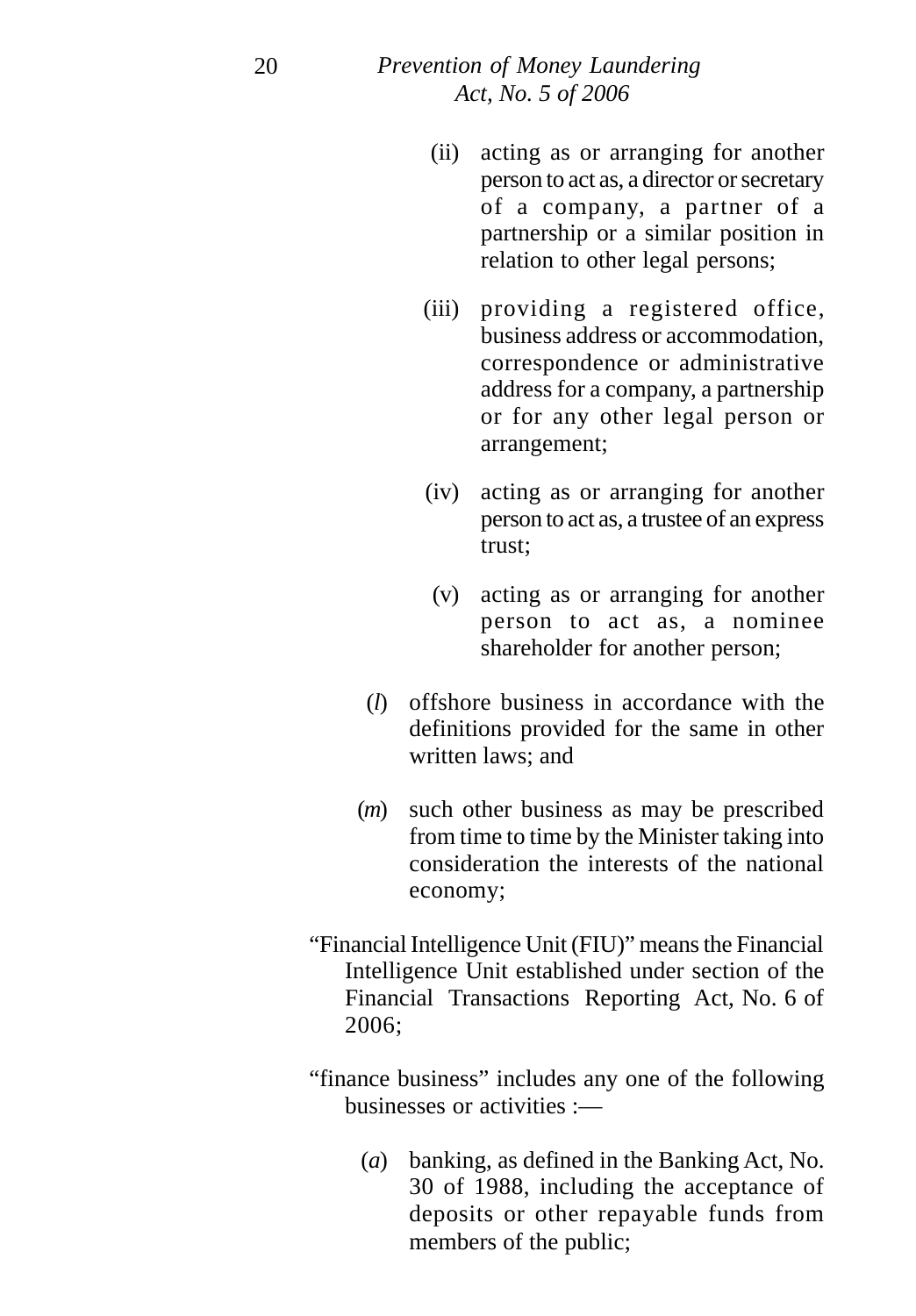(ii) acting as or arranging for another person to act as, a director or secretary of a company, a partner of a partnership or a similar position in relation to other legal persons;

(iii) providing a registered office, business address or accommodation, correspondence or administrative address for a company, a partnership or for any other legal person or arrangement;

(iv) acting as or arranging for another person to act as, a trustee of an express trust;

(v) acting as or arranging for another person to act as, a nominee shareholder for another person;

(*l*) offshore business in accordance with the definitions provided for the same in other written laws; and

(*m*) such other business as may be prescribed from time to time by the Minister taking into consideration the interests of the national economy;

"Financial Intelligence Unit (FIU)" means the Financial Intelligence Unit established under section of the Financial Transactions Reporting Act, No. 6 of 2006;

"finance business" includes any one of the following businesses or activities :—

(*a*) banking, as defined in the Banking Act, No. 30 of 1988, including the acceptance of deposits or other repayable funds from members of the public;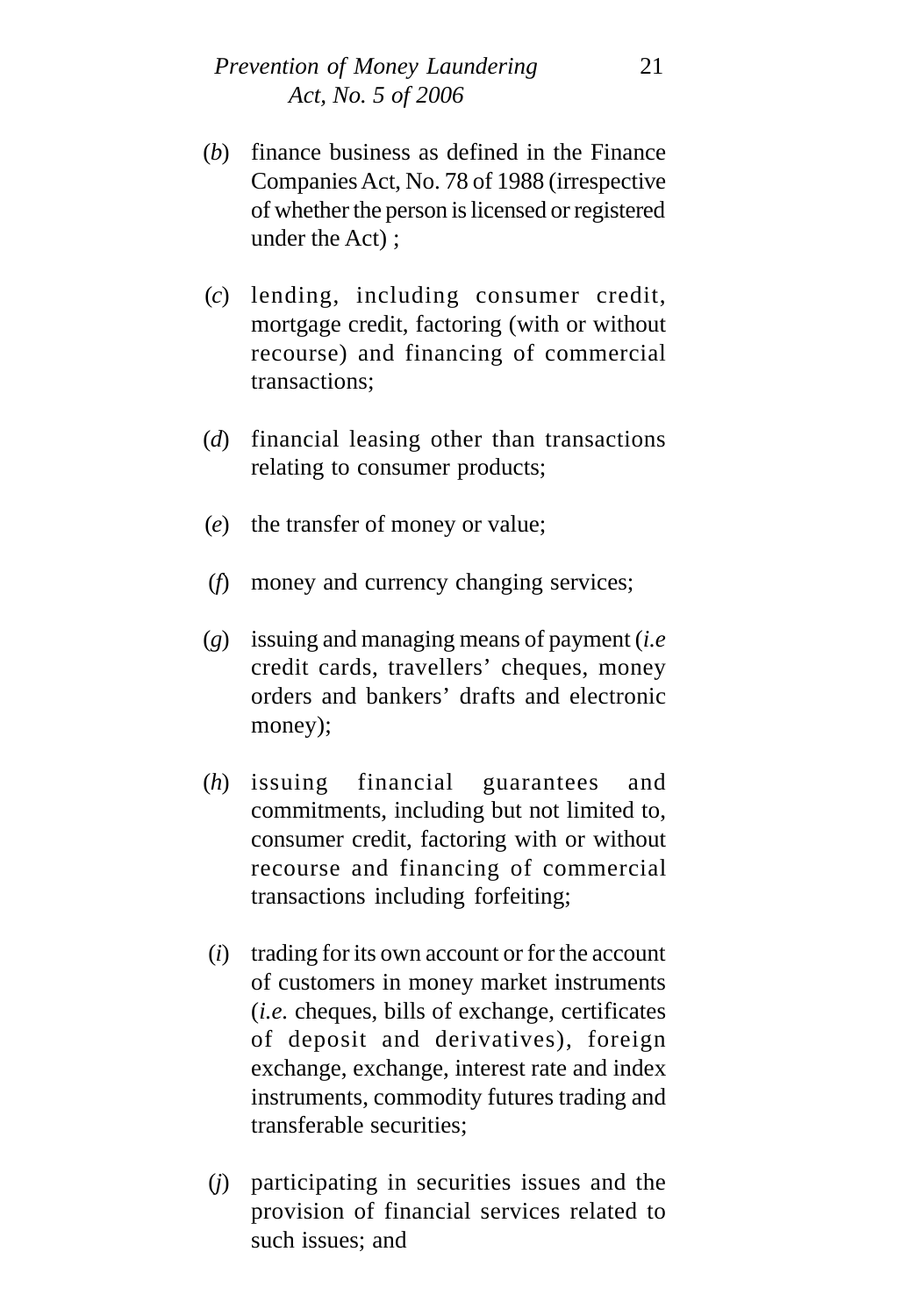(*b*) finance business as defined in the Finance Companies Act, No. 78 of 1988 (irrespective of whether the person is licensed or registered under the Act) ;

(*c*) lending, including consumer credit, mortgage credit, factoring (with or without recourse) and financing of commercial transactions;

(*d*) financial leasing other than transactions relating to consumer products;

(*e*) the transfer of money or value;

(*f*) money and currency changing services;

(*g*) issuing and managing means of payment (*i.e* credit cards, travellers' cheques, money orders and bankers' drafts and electronic money);

(*h*) issuing financial guarantees and commitments, including but not limited to, consumer credit, factoring with or without recourse and financing of commercial transactions including forfeiting;

(*i*) trading for its own account or for the account of customers in money market instruments (*i.e.* cheques, bills of exchange, certificates of deposit and derivatives), foreign exchange, exchange, interest rate and index instruments, commodity futures trading and transferable securities;

(*j*) participating in securities issues and the provision of financial services related to such issues; and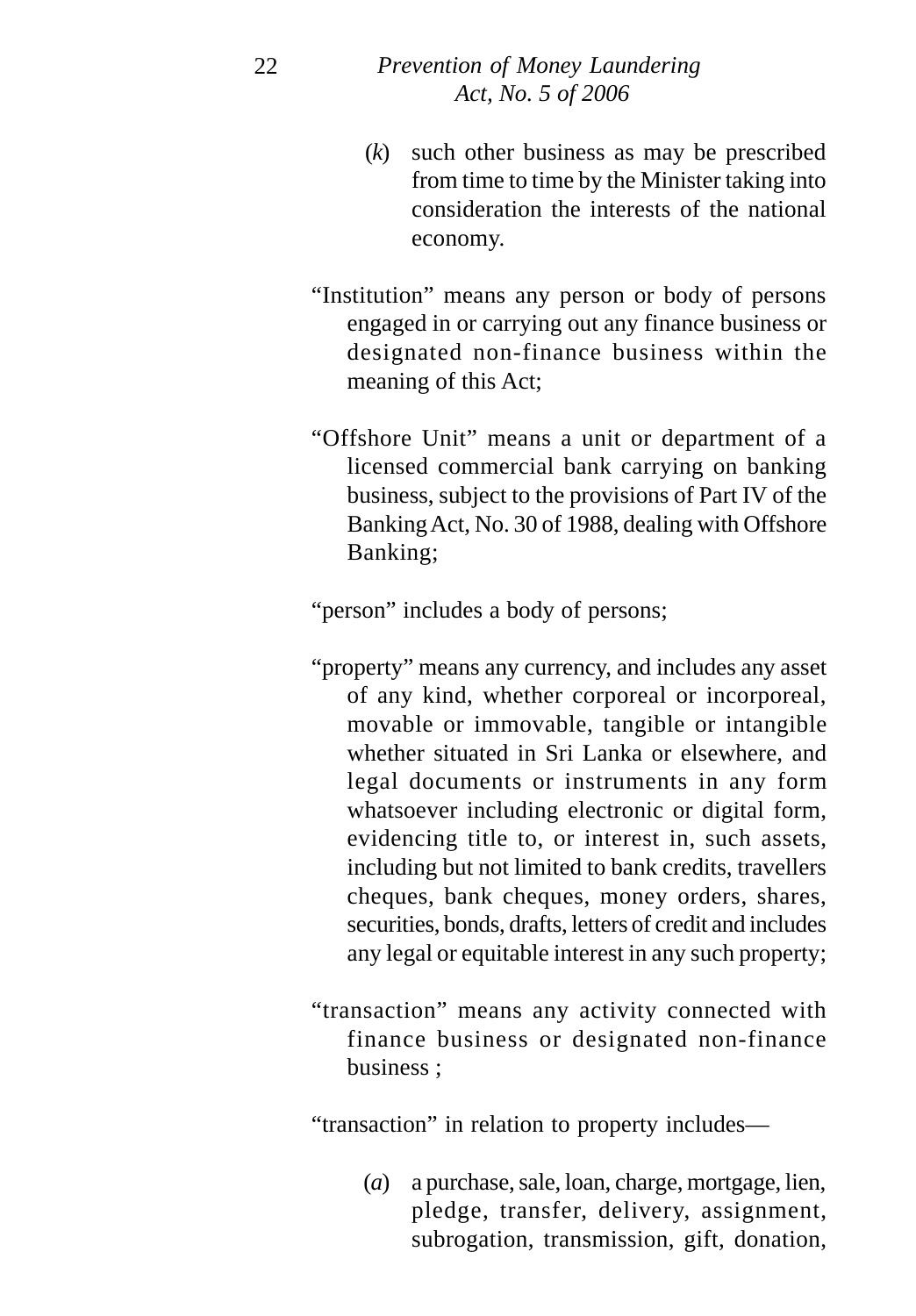(*k*) such other business as may be prescribed from time to time by the Minister taking into consideration the interests of the national economy.

"Institution" means any person or body of persons engaged in or carrying out any finance business or designated non-finance business within the meaning of this Act;

"Offshore Unit" means a unit or department of a licensed commercial bank carrying on banking business, subject to the provisions of Part IV of the Banking Act, No. 30 of 1988, dealing with Offshore Banking;

"person" includes a body of persons;

"property" means any currency, and includes any asset of any kind, whether corporeal or incorporeal, movable or immovable, tangible or intangible whether situated in Sri Lanka or elsewhere, and legal documents or instruments in any form whatsoever including electronic or digital form, evidencing title to, or interest in, such assets, including but not limited to bank credits, travellers cheques, bank cheques, money orders, shares, securities, bonds, drafts, letters of credit and includes any legal or equitable interest in any such property;

"transaction" means any activity connected with finance business or designated non-finance business ;

"transaction" in relation to property includes—

(*a*) a purchase, sale, loan, charge, mortgage, lien, pledge, transfer, delivery, assignment, subrogation, transmission, gift, donation,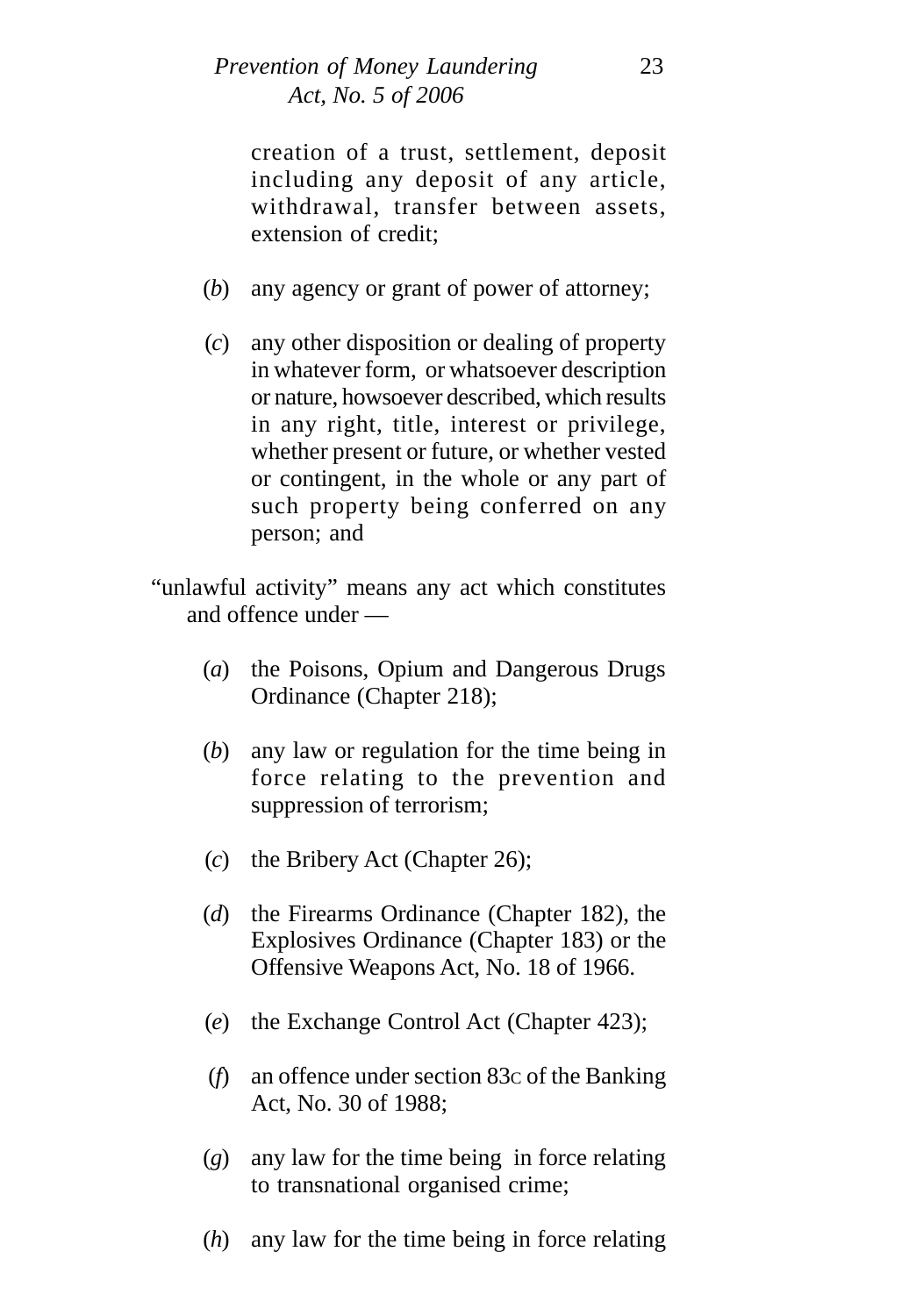creation of a trust, settlement, deposit including any deposit of any article, withdrawal, transfer between assets, extension of credit;

(*b*) any agency or grant of power of attorney;

(*c*) any other disposition or dealing of property in whatever form, or whatsoever description or nature, howsoever described, which results in any right, title, interest or privilege, whether present or future, or whether vested or contingent, in the whole or any part of such property being conferred on any person; and

"unlawful activity" means any act which constitutes and offence under —

(*a*) the Poisons, Opium and Dangerous Drugs Ordinance (Chapter 218);

(*b*) any law or regulation for the time being in force relating to the prevention and suppression of terrorism;

(*c*) the Bribery Act (Chapter 26);

(*d*) the Firearms Ordinance (Chapter 182), the Explosives Ordinance (Chapter 183) or the Offensive Weapons Act, No. 18 of 1966.

(*e*) the Exchange Control Act (Chapter 423);

(*f*) an offence under section 83C of the Banking Act, No. 30 of 1988;

(*g*) any law for the time being in force relating to transnational organised crime;

(*h*) any law for the time being in force relating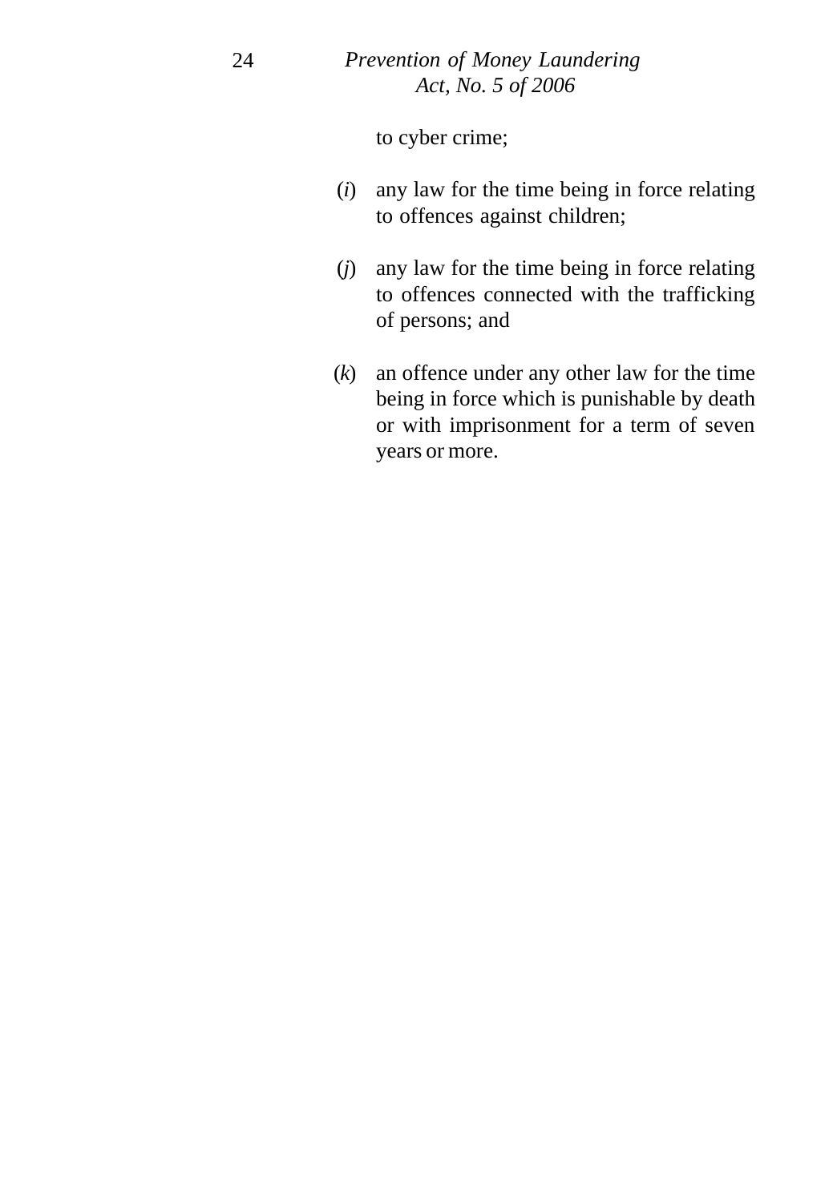to cyber crime;

(*i*) any law for the time being in force relating to offences against children;

(*j*) any law for the time being in force relating to offences connected with the trafficking of persons; and

(*k*) an offence under any other law for the time being in force which is punishable by death or with imprisonment for a term of seven years or more.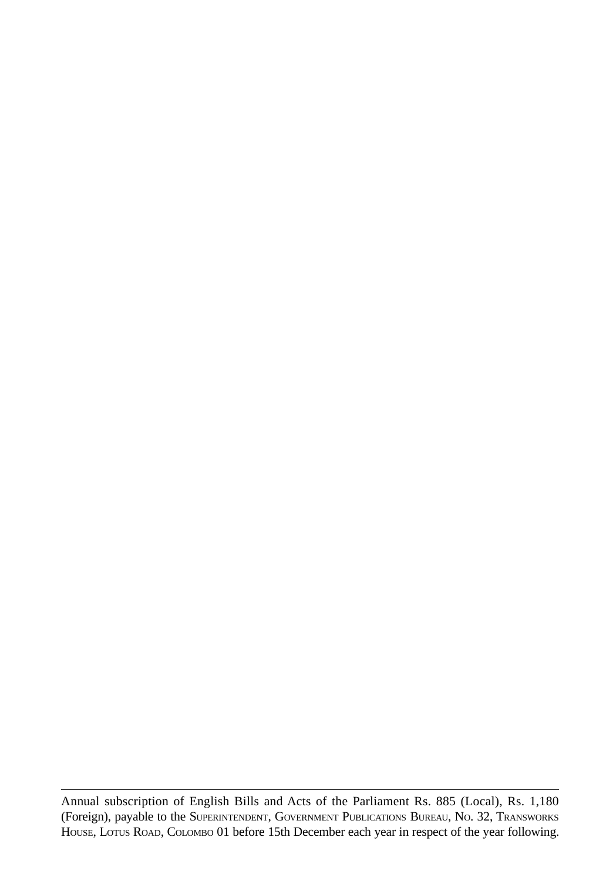Annual subscription of English Bills and Acts of the Parliament Rs. 885 (Local), Rs. 1,180 (Foreign), payable to the SUPERINTENDENT, GOVERNMENT PUBLICATIONS BUREAU, NO. 32, TRANSWORKS HOUSE, LOTUS ROAD, COLOMBO 01 before 15th December each year in respect of the year following.